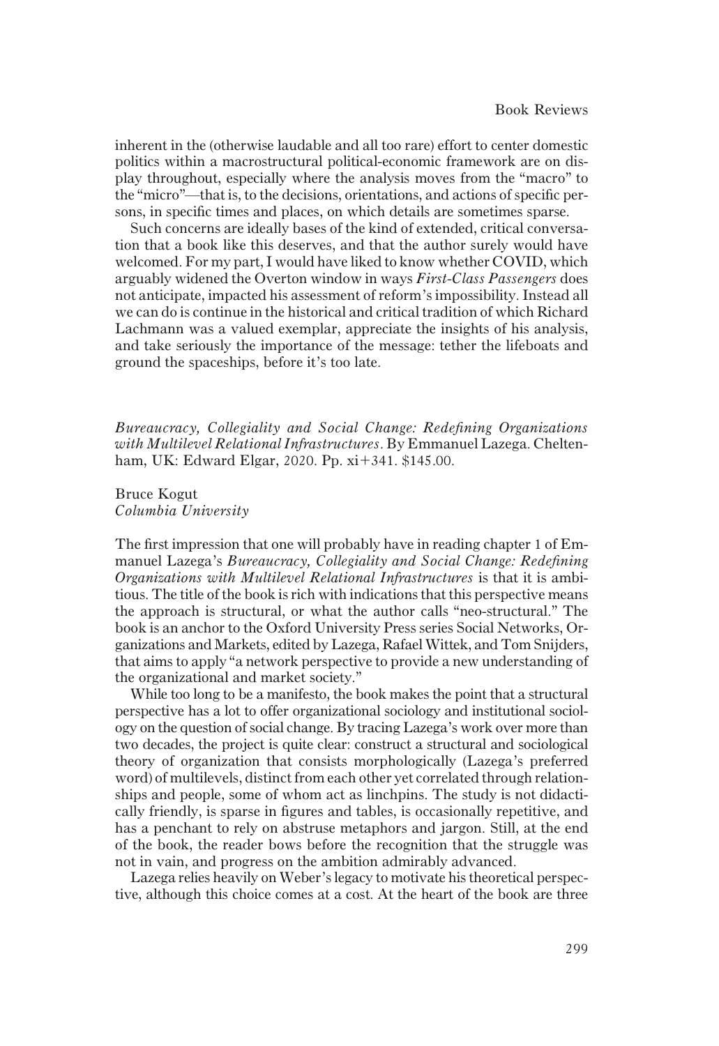inherent in the (otherwise laudable and all too rare) effort to center domestic politics within a macrostructural political-economic framework are on display throughout, especially where the analysis moves from the "macro" to the "micro"—that is, to the decisions, orientations, and actions of specific persons, in specific times and places, on which details are sometimes sparse.

Such concerns are ideally bases of the kind of extended, critical conversation that a book like this deserves, and that the author surely would have welcomed. For my part, I would have liked to know whether COVID, which arguably widened the Overton window in ways *First-Class Passengers* does not anticipate, impacted his assessment of reform's impossibility. Instead all we can do is continue in the historical and critical tradition of which Richard Lachmann was a valued exemplar, appreciate the insights of his analysis, and take seriously the importance of the message: tether the lifeboats and ground the spaceships, before it's too late.

*Bureaucracy, Collegiality and Social Change: Redefining Organizations with Multilevel Relational Infrastructures*. By Emmanuel Lazega. Cheltenham, UK: Edward Elgar, 2020. Pp. xi+341. $145.00.

Bruce Kogut
*Columbia University*

The first impression that one will probably have in reading chapter 1 of Emmanuel Lazega's *Bureaucracy, Collegiality and Social Change: Redefining Organizations with Multilevel Relational Infrastructures* is that it is ambitious. The title of the book is rich with indications that this perspective means the approach is structural, or what the author calls "neo-structural." The book is an anchor to the Oxford University Press series Social Networks, Organizations and Markets, edited by Lazega, Rafael Wittek, and Tom Snijders, that aims to apply "a network perspective to provide a new understanding of the organizational and market society."

While too long to be a manifesto, the book makes the point that a structural perspective has a lot to offer organizational sociology and institutional sociology on the question of social change. By tracing Lazega's work over more than two decades, the project is quite clear: construct a structural and sociological theory of organization that consists morphologically (Lazega's preferred word) of multilevels, distinct from each other yet correlated through relationships and people, some of whom act as linchpins. The study is not didactically friendly, is sparse in figures and tables, is occasionally repetitive, and has a penchant to rely on abstruse metaphors and jargon. Still, at the end of the book, the reader bows before the recognition that the struggle was not in vain, and progress on the ambition admirably advanced.

Lazega relies heavily on Weber's legacy to motivate his theoretical perspective, although this choice comes at a cost. At the heart of the book are three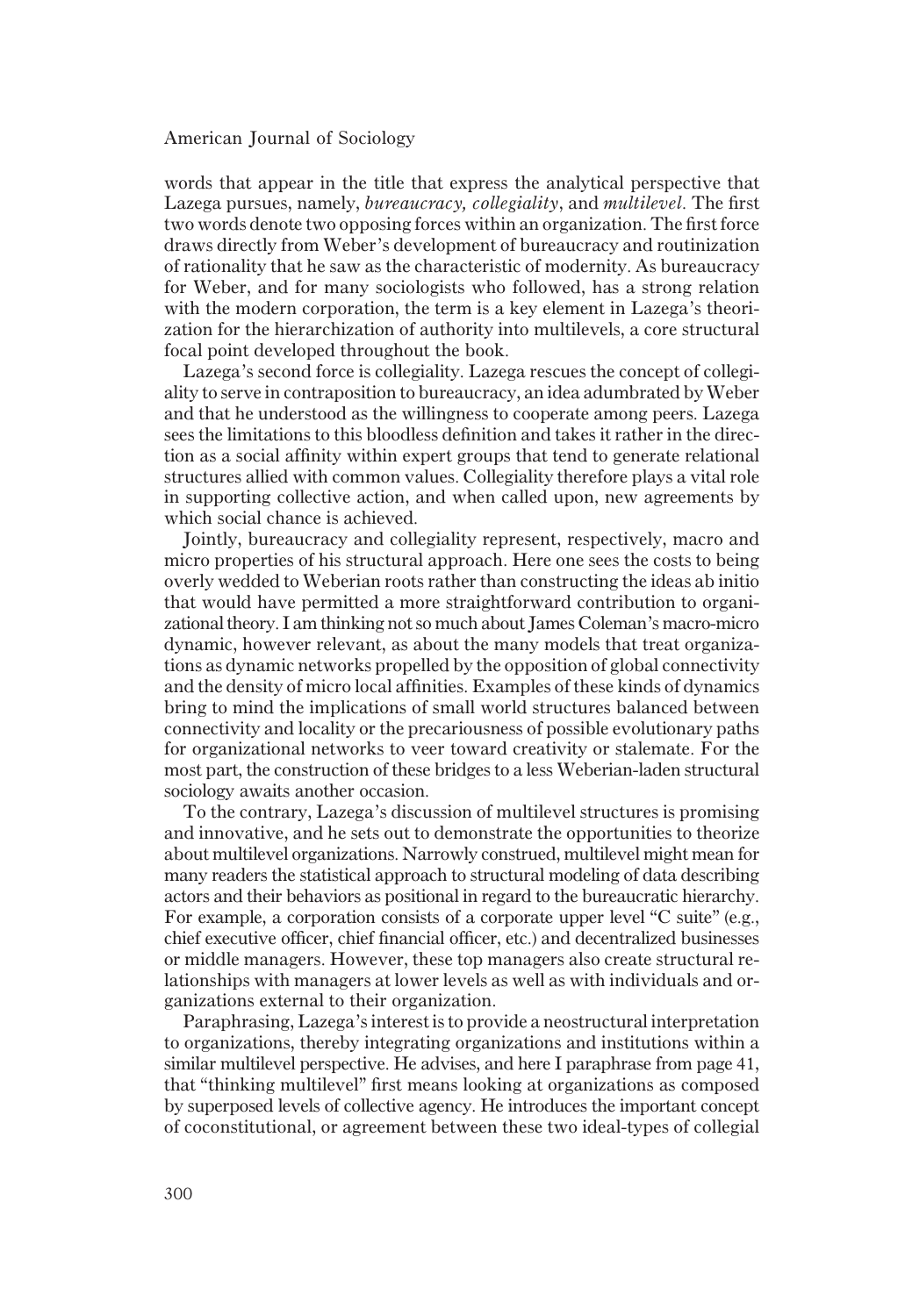words that appear in the title that express the analytical perspective that Lazega pursues, namely, *bureaucracy, collegiality*, and *multilevel*. The first two words denote two opposing forces within an organization. The first force draws directly from Weber's development of bureaucracy and routinization of rationality that he saw as the characteristic of modernity. As bureaucracy for Weber, and for many sociologists who followed, has a strong relation with the modern corporation, the term is a key element in Lazega's theorization for the hierarchization of authority into multilevels, a core structural focal point developed throughout the book.

Lazega's second force is collegiality. Lazega rescues the concept of collegiality to serve in contraposition to bureaucracy, an idea adumbrated by Weber and that he understood as the willingness to cooperate among peers. Lazega sees the limitations to this bloodless definition and takes it rather in the direction as a social affinity within expert groups that tend to generate relational structures allied with common values. Collegiality therefore plays a vital role in supporting collective action, and when called upon, new agreements by which social chance is achieved.

Jointly, bureaucracy and collegiality represent, respectively, macro and micro properties of his structural approach. Here one sees the costs to being overly wedded to Weberian roots rather than constructing the ideas ab initio that would have permitted a more straightforward contribution to organizational theory. I am thinking not so much about James Coleman's macro-micro dynamic, however relevant, as about the many models that treat organizations as dynamic networks propelled by the opposition of global connectivity and the density of micro local affinities. Examples of these kinds of dynamics bring to mind the implications of small world structures balanced between connectivity and locality or the precariousness of possible evolutionary paths for organizational networks to veer toward creativity or stalemate. For the most part, the construction of these bridges to a less Weberian-laden structural sociology awaits another occasion.

To the contrary, Lazega's discussion of multilevel structures is promising and innovative, and he sets out to demonstrate the opportunities to theorize about multilevel organizations. Narrowly construed, multilevel might mean for many readers the statistical approach to structural modeling of data describing actors and their behaviors as positional in regard to the bureaucratic hierarchy. For example, a corporation consists of a corporate upper level "C suite" (e.g., chief executive officer, chief financial officer, etc.) and decentralized businesses or middle managers. However, these top managers also create structural relationships with managers at lower levels as well as with individuals and organizations external to their organization.

Paraphrasing, Lazega's interest is to provide a neostructural interpretation to organizations, thereby integrating organizations and institutions within a similar multilevel perspective. He advises, and here I paraphrase from page 41, that "thinking multilevel" first means looking at organizations as composed by superposed levels of collective agency. He introduces the important concept of coconstitutional, or agreement between these two ideal-types of collegial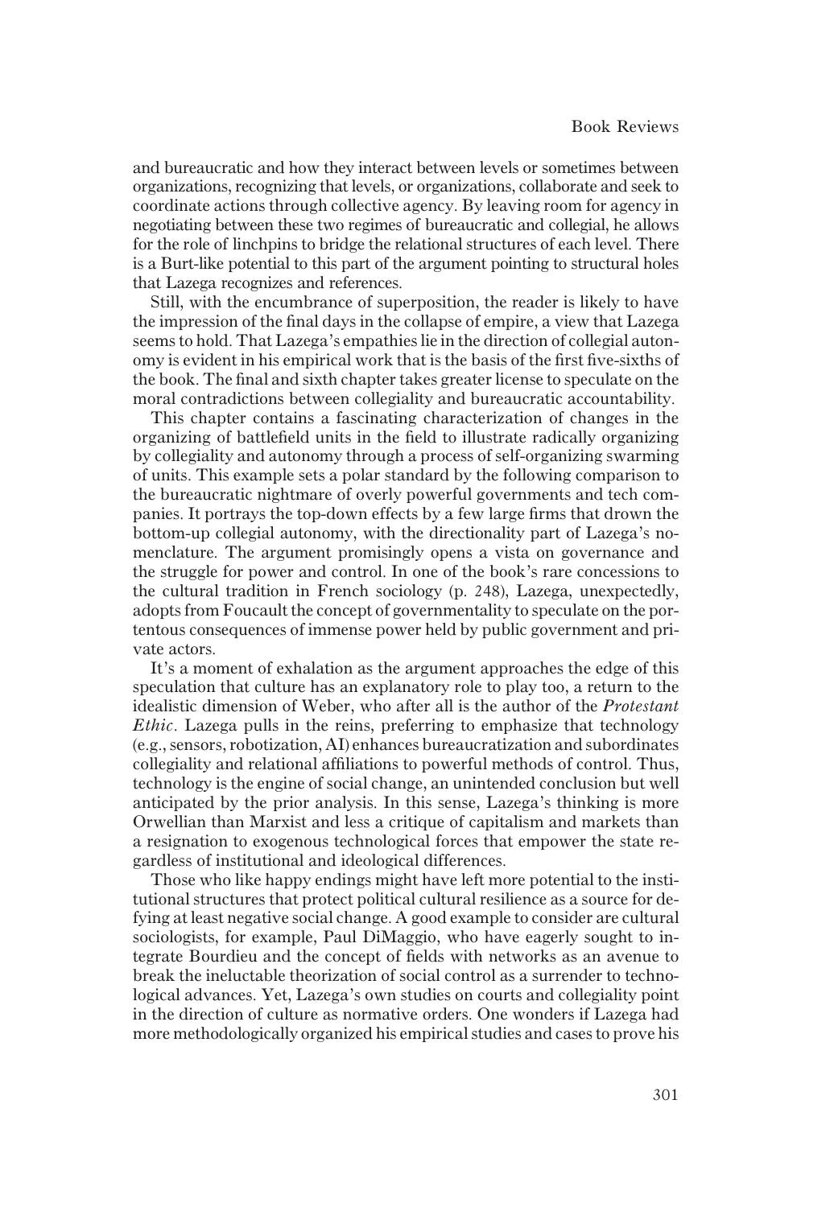and bureaucratic and how they interact between levels or sometimes between organizations, recognizing that levels, or organizations, collaborate and seek to coordinate actions through collective agency. By leaving room for agency in negotiating between these two regimes of bureaucratic and collegial, he allows for the role of linchpins to bridge the relational structures of each level. There is a Burt-like potential to this part of the argument pointing to structural holes that Lazega recognizes and references.

Still, with the encumbrance of superposition, the reader is likely to have the impression of the final days in the collapse of empire, a view that Lazega seems to hold. That Lazega's empathies lie in the direction of collegial autonomy is evident in his empirical work that is the basis of the first five-sixths of the book. The final and sixth chapter takes greater license to speculate on the moral contradictions between collegiality and bureaucratic accountability.

This chapter contains a fascinating characterization of changes in the organizing of battlefield units in the field to illustrate radically organizing by collegiality and autonomy through a process of self-organizing swarming of units. This example sets a polar standard by the following comparison to the bureaucratic nightmare of overly powerful governments and tech companies. It portrays the top-down effects by a few large firms that drown the bottom-up collegial autonomy, with the directionality part of Lazega's nomenclature. The argument promisingly opens a vista on governance and the struggle for power and control. In one of the book's rare concessions to the cultural tradition in French sociology (p. 248), Lazega, unexpectedly, adopts from Foucault the concept of governmentality to speculate on the portentous consequences of immense power held by public government and private actors.

It's a moment of exhalation as the argument approaches the edge of this speculation that culture has an explanatory role to play too, a return to the idealistic dimension of Weber, who after all is the author of the *Protestant Ethic*. Lazega pulls in the reins, preferring to emphasize that technology (e.g., sensors, robotization, AI) enhances bureaucratization and subordinates collegiality and relational affiliations to powerful methods of control. Thus, technology is the engine of social change, an unintended conclusion but well anticipated by the prior analysis. In this sense, Lazega's thinking is more Orwellian than Marxist and less a critique of capitalism and markets than a resignation to exogenous technological forces that empower the state regardless of institutional and ideological differences.

Those who like happy endings might have left more potential to the institutional structures that protect political cultural resilience as a source for defying at least negative social change. A good example to consider are cultural sociologists, for example, Paul DiMaggio, who have eagerly sought to integrate Bourdieu and the concept of fields with networks as an avenue to break the ineluctable theorization of social control as a surrender to technological advances. Yet, Lazega's own studies on courts and collegiality point in the direction of culture as normative orders. One wonders if Lazega had more methodologically organized his empirical studies and cases to prove his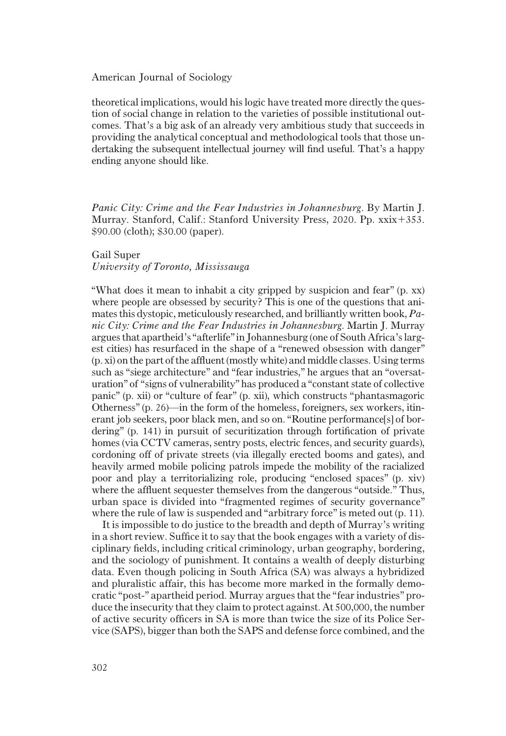theoretical implications, would his logic have treated more directly the question of social change in relation to the varieties of possible institutional outcomes. That's a big ask of an already very ambitious study that succeeds in providing the analytical conceptual and methodological tools that those undertaking the subsequent intellectual journey will find useful. That's a happy ending anyone should like.

*Panic City: Crime and the Fear Industries in Johannesburg*. By Martin J. Murray. Stanford, Calif.: Stanford University Press, 2020. Pp. xxix+353. $90.00 (cloth); $30.00 (paper).

Gail Super
*University of Toronto, Mississauga*

"What does it mean to inhabit a city gripped by suspicion and fear" (p. xx) where people are obsessed by security? This is one of the questions that animates this dystopic, meticulously researched, and brilliantly written book, *Panic City: Crime and the Fear Industries in Johannesburg*. Martin J. Murray argues that apartheid's "afterlife" in Johannesburg (one of South Africa's largest cities) has resurfaced in the shape of a "renewed obsession with danger" (p. xi) on the part of the affluent (mostly white) and middle classes. Using terms such as "siege architecture" and "fear industries," he argues that an "oversaturation" of "signs of vulnerability" has produced a "constant state of collective panic" (p. xii) or "culture of fear" (p. xii), which constructs "phantasmagoric Otherness" (p. 26)—in the form of the homeless, foreigners, sex workers, itinerant job seekers, poor black men, and so on. "Routine performance[s] of bordering" (p. 141) in pursuit of securitization through fortification of private homes (via CCTV cameras, sentry posts, electric fences, and security guards), cordoning off of private streets (via illegally erected booms and gates), and heavily armed mobile policing patrols impede the mobility of the racialized poor and play a territorializing role, producing "enclosed spaces" (p. xiv) where the affluent sequester themselves from the dangerous "outside." Thus, urban space is divided into "fragmented regimes of security governance" where the rule of law is suspended and "arbitrary force" is meted out (p. 11).

It is impossible to do justice to the breadth and depth of Murray's writing in a short review. Suffice it to say that the book engages with a variety of disciplinary fields, including critical criminology, urban geography, bordering, and the sociology of punishment. It contains a wealth of deeply disturbing data. Even though policing in South Africa (SA) was always a hybridized and pluralistic affair, this has become more marked in the formally democratic "post-" apartheid period. Murray argues that the "fear industries" produce the insecurity that they claim to protect against. At 500,000, the number of active security officers in SA is more than twice the size of its Police Service (SAPS), bigger than both the SAPS and defense force combined, and the